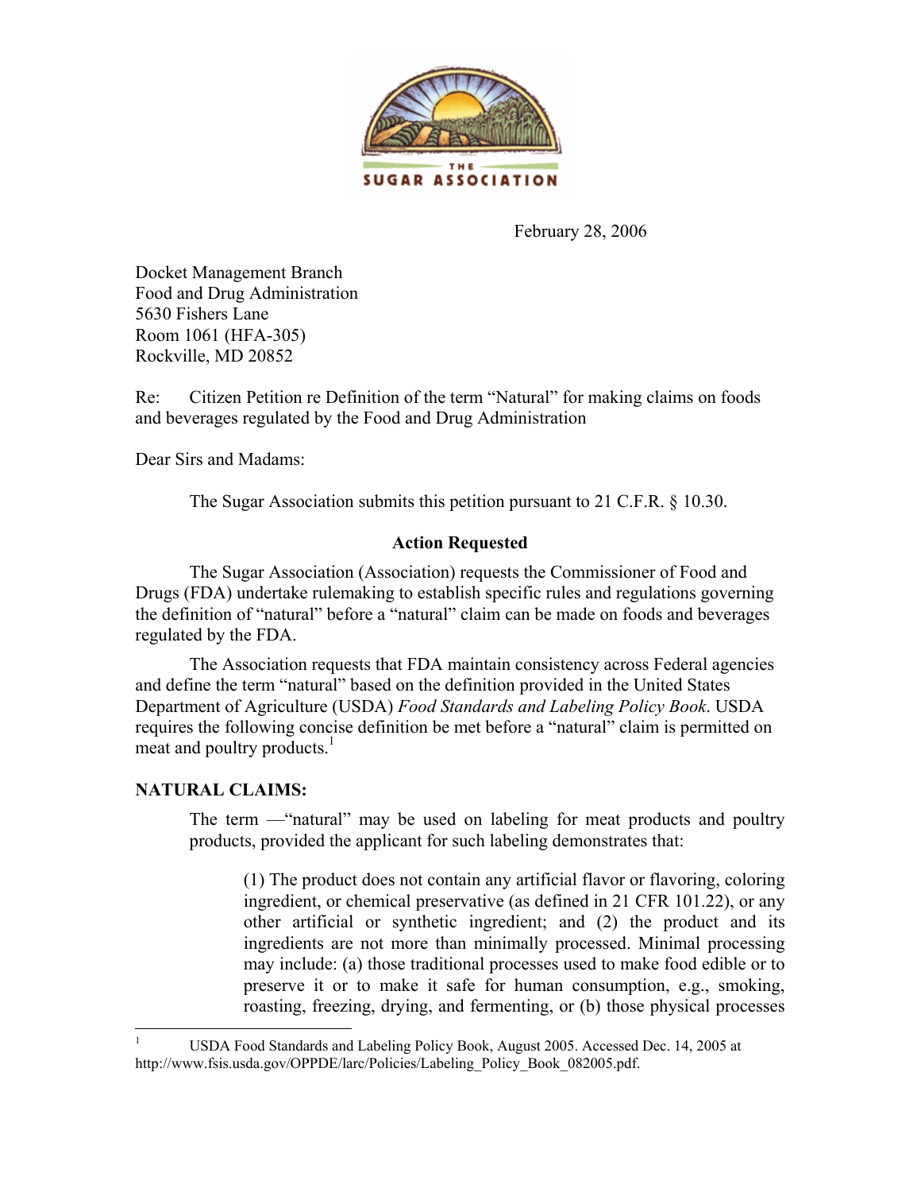THE SUGAR ASSOCIATION

February 28, 2006

Docket Management Branch
Food and Drug Administration
5630 Fishers Lane
Room 1061 (HFA-305)
Rockville, MD 20852

Re: Citizen Petition re Definition of the term "Natural" for making claims on foods and beverages regulated by the Food and Drug Administration

Dear Sirs and Madams:

The Sugar Association submits this petition pursuant to 21 C.F.R. § 10.30.

**Action Requested**

The Sugar Association (Association) requests the Commissioner of Food and Drugs (FDA) undertake rulemaking to establish specific rules and regulations governing the definition of "natural" before a "natural" claim can be made on foods and beverages regulated by the FDA.

The Association requests that FDA maintain consistency across Federal agencies and define the term "natural" based on the definition provided in the United States Department of Agriculture (USDA) *Food Standards and Labeling Policy Book*. USDA requires the following concise definition be met before a "natural" claim is permitted on meat and poultry products.[1]

**NATURAL CLAIMS:**

> The term —"natural" may be used on labeling for meat products and poultry products, provided the applicant for such labeling demonstrates that:
>
> > (1) The product does not contain any artificial flavor or flavoring, coloring ingredient, or chemical preservative (as defined in 21 CFR 101.22), or any other artificial or synthetic ingredient; and (2) the product and its ingredients are not more than minimally processed. Minimal processing may include: (a) those traditional processes used to make food edible or to preserve it or to make it safe for human consumption, e.g., smoking, roasting, freezing, drying, and fermenting, or (b) those physical processes

---

[1] USDA Food Standards and Labeling Policy Book, August 2005. Accessed Dec. 14, 2005 at http://www.fsis.usda.gov/OPPDE/larc/Policies/Labeling_Policy_Book_082005.pdf.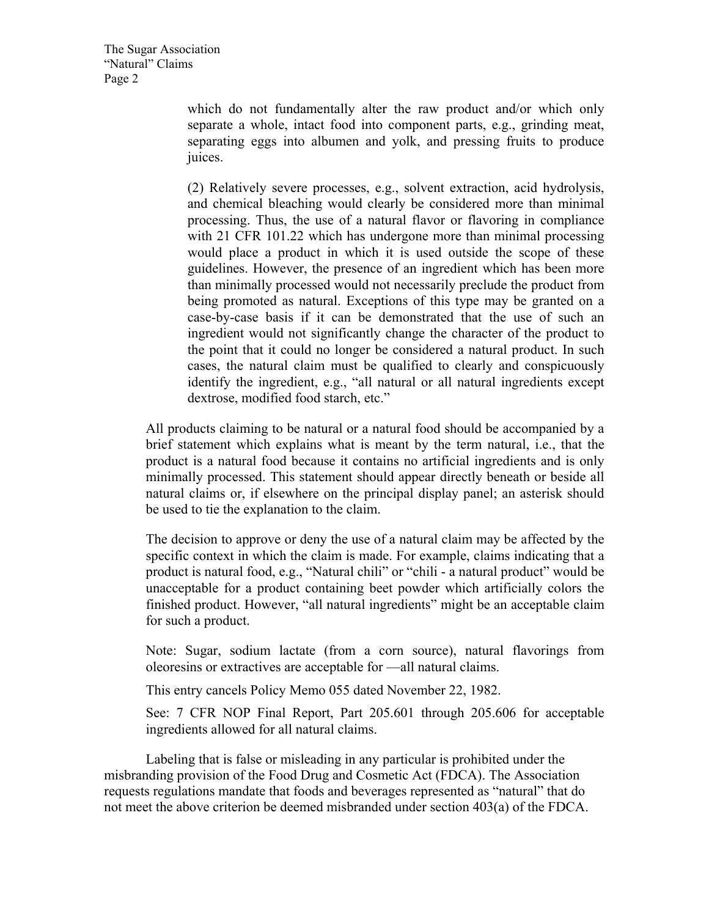which do not fundamentally alter the raw product and/or which only separate a whole, intact food into component parts, e.g., grinding meat, separating eggs into albumen and yolk, and pressing fruits to produce juices.

(2) Relatively severe processes, e.g., solvent extraction, acid hydrolysis, and chemical bleaching would clearly be considered more than minimal processing. Thus, the use of a natural flavor or flavoring in compliance with 21 CFR 101.22 which has undergone more than minimal processing would place a product in which it is used outside the scope of these guidelines. However, the presence of an ingredient which has been more than minimally processed would not necessarily preclude the product from being promoted as natural. Exceptions of this type may be granted on a case-by-case basis if it can be demonstrated that the use of such an ingredient would not significantly change the character of the product to the point that it could no longer be considered a natural product. In such cases, the natural claim must be qualified to clearly and conspicuously identify the ingredient, e.g., "all natural or all natural ingredients except dextrose, modified food starch, etc."

All products claiming to be natural or a natural food should be accompanied by a brief statement which explains what is meant by the term natural, i.e., that the product is a natural food because it contains no artificial ingredients and is only minimally processed. This statement should appear directly beneath or beside all natural claims or, if elsewhere on the principal display panel; an asterisk should be used to tie the explanation to the claim.

The decision to approve or deny the use of a natural claim may be affected by the specific context in which the claim is made. For example, claims indicating that a product is natural food, e.g., "Natural chili" or "chili - a natural product" would be unacceptable for a product containing beet powder which artificially colors the finished product. However, "all natural ingredients" might be an acceptable claim for such a product.

Note: Sugar, sodium lactate (from a corn source), natural flavorings from oleoresins or extractives are acceptable for —all natural claims.

This entry cancels Policy Memo 055 dated November 22, 1982.

See: 7 CFR NOP Final Report, Part 205.601 through 205.606 for acceptable ingredients allowed for all natural claims.

Labeling that is false or misleading in any particular is prohibited under the misbranding provision of the Food Drug and Cosmetic Act (FDCA). The Association requests regulations mandate that foods and beverages represented as "natural" that do not meet the above criterion be deemed misbranded under section 403(a) of the FDCA.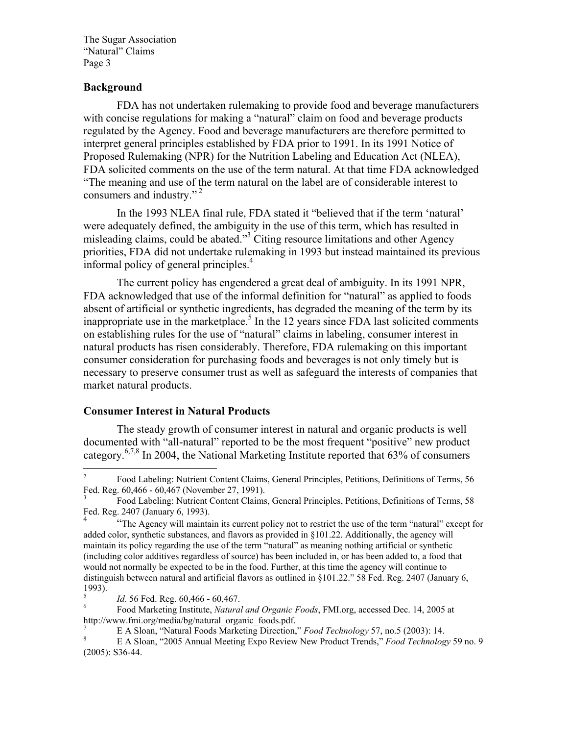## Background

FDA has not undertaken rulemaking to provide food and beverage manufacturers with concise regulations for making a "natural" claim on food and beverage products regulated by the Agency. Food and beverage manufacturers are therefore permitted to interpret general principles established by FDA prior to 1991. In its 1991 Notice of Proposed Rulemaking (NPR) for the Nutrition Labeling and Education Act (NLEA), FDA solicited comments on the use of the term natural. At that time FDA acknowledged "The meaning and use of the term natural on the label are of considerable interest to consumers and industry." [2]

In the 1993 NLEA final rule, FDA stated it "believed that if the term 'natural' were adequately defined, the ambiguity in the use of this term, which has resulted in misleading claims, could be abated."[3] Citing resource limitations and other Agency priorities, FDA did not undertake rulemaking in 1993 but instead maintained its previous informal policy of general principles.[4]

The current policy has engendered a great deal of ambiguity. In its 1991 NPR, FDA acknowledged that use of the informal definition for "natural" as applied to foods absent of artificial or synthetic ingredients, has degraded the meaning of the term by its inappropriate use in the marketplace.[5] In the 12 years since FDA last solicited comments on establishing rules for the use of "natural" claims in labeling, consumer interest in natural products has risen considerably. Therefore, FDA rulemaking on this important consumer consideration for purchasing foods and beverages is not only timely but is necessary to preserve consumer trust as well as safeguard the interests of companies that market natural products.

## Consumer Interest in Natural Products

The steady growth of consumer interest in natural and organic products is well documented with "all-natural" reported to be the most frequent "positive" new product category.[6,7,8] In 2004, the National Marketing Institute reported that 63% of consumers

---

[2] Food Labeling: Nutrient Content Claims, General Principles, Petitions, Definitions of Terms, 56 Fed. Reg. 60,466 - 60,467 (November 27, 1991).

[3] Food Labeling: Nutrient Content Claims, General Principles, Petitions, Definitions of Terms, 58 Fed. Reg. 2407 (January 6, 1993).

[4] "The Agency will maintain its current policy not to restrict the use of the term "natural" except for added color, synthetic substances, and flavors as provided in §101.22. Additionally, the agency will maintain its policy regarding the use of the term "natural" as meaning nothing artificial or synthetic (including color additives regardless of source) has been included in, or has been added to, a food that would not normally be expected to be in the food. Further, at this time the agency will continue to distinguish between natural and artificial flavors as outlined in §101.22." 58 Fed. Reg. 2407 (January 6, 1993).

[5] *Id.* 56 Fed. Reg. 60,466 - 60,467.

[6] Food Marketing Institute, *Natural and Organic Foods*, FMI.org, accessed Dec. 14, 2005 at http://www.fmi.org/media/bg/natural_organic_foods.pdf.

[7] E A Sloan, "Natural Foods Marketing Direction," *Food Technology* 57, no.5 (2003): 14.

[8] E A Sloan, "2005 Annual Meeting Expo Review New Product Trends," *Food Technology* 59 no. 9 (2005): S36-44.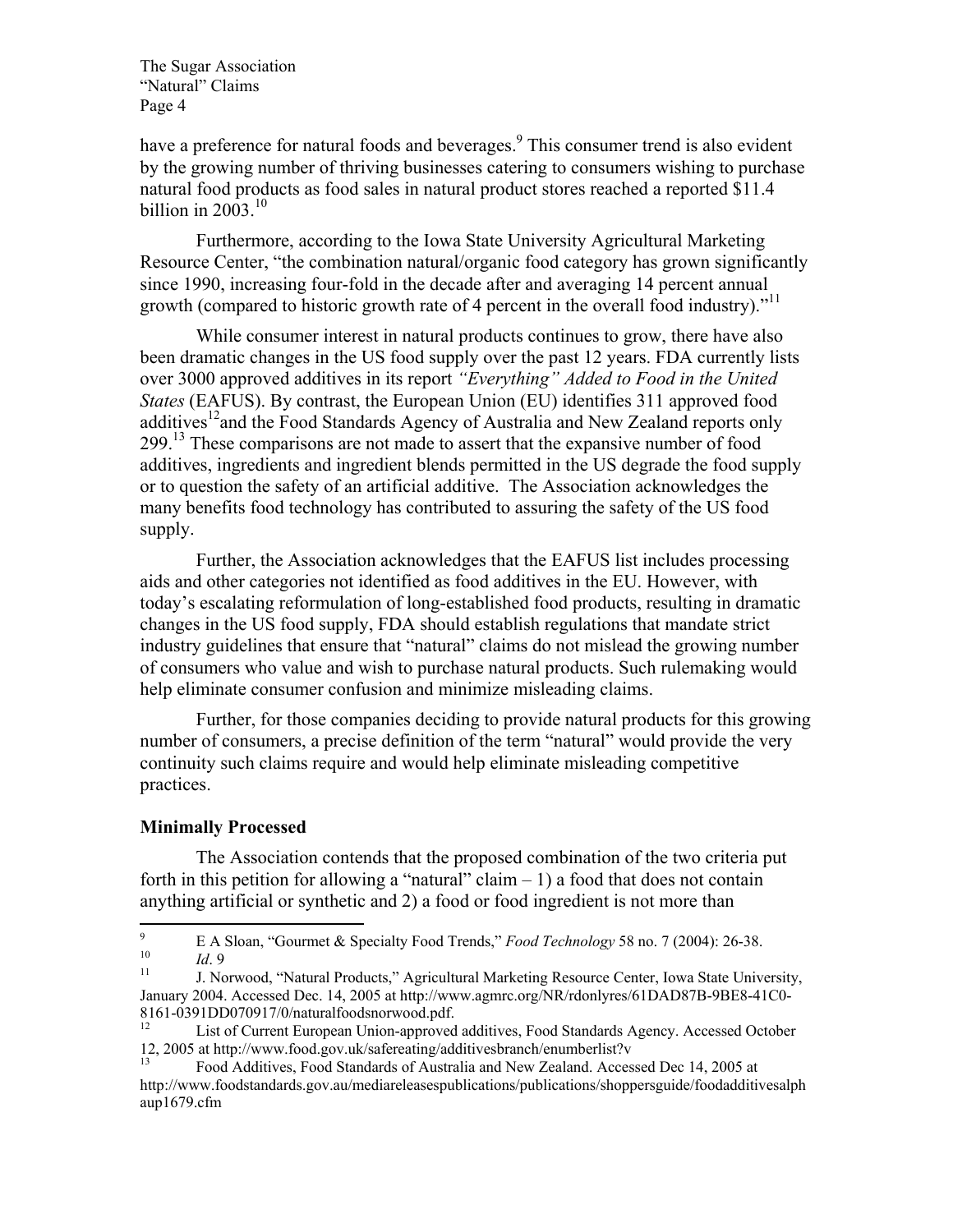have a preference for natural foods and beverages.[9] This consumer trend is also evident by the growing number of thriving businesses catering to consumers wishing to purchase natural food products as food sales in natural product stores reached a reported $11.4 billion in 2003.[10]

Furthermore, according to the Iowa State University Agricultural Marketing Resource Center, "the combination natural/organic food category has grown significantly since 1990, increasing four-fold in the decade after and averaging 14 percent annual growth (compared to historic growth rate of 4 percent in the overall food industry)."[11]

While consumer interest in natural products continues to grow, there have also been dramatic changes in the US food supply over the past 12 years. FDA currently lists over 3000 approved additives in its report *"Everything" Added to Food in the United States* (EAFUS). By contrast, the European Union (EU) identifies 311 approved food additives[12] and the Food Standards Agency of Australia and New Zealand reports only 299.[13] These comparisons are not made to assert that the expansive number of food additives, ingredients and ingredient blends permitted in the US degrade the food supply or to question the safety of an artificial additive. The Association acknowledges the many benefits food technology has contributed to assuring the safety of the US food supply.

Further, the Association acknowledges that the EAFUS list includes processing aids and other categories not identified as food additives in the EU. However, with today's escalating reformulation of long-established food products, resulting in dramatic changes in the US food supply, FDA should establish regulations that mandate strict industry guidelines that ensure that "natural" claims do not mislead the growing number of consumers who value and wish to purchase natural products. Such rulemaking would help eliminate consumer confusion and minimize misleading claims.

Further, for those companies deciding to provide natural products for this growing number of consumers, a precise definition of the term "natural" would provide the very continuity such claims require and would help eliminate misleading competitive practices.

**Minimally Processed**

The Association contends that the proposed combination of the two criteria put forth in this petition for allowing a "natural" claim – 1) a food that does not contain anything artificial or synthetic and 2) a food or food ingredient is not more than

---

[9] E A Sloan, "Gourmet & Specialty Food Trends," *Food Technology* 58 no. 7 (2004): 26-38.

[10] *Id*. 9

[11] J. Norwood, "Natural Products," Agricultural Marketing Resource Center, Iowa State University, January 2004. Accessed Dec. 14, 2005 at http://www.agmrc.org/NR/rdonlyres/61DAD87B-9BE8-41C0-8161-0391DD070917/0/naturalfoodsnorwood.pdf.

[12] List of Current European Union-approved additives, Food Standards Agency. Accessed October 12, 2005 at http://www.food.gov.uk/safereating/additivesbranch/enumberlist?v

[13] Food Additives, Food Standards of Australia and New Zealand. Accessed Dec 14, 2005 at http://www.foodstandards.gov.au/mediareleasespublications/publications/shoppersguide/foodadditivesalphaup1679.cfm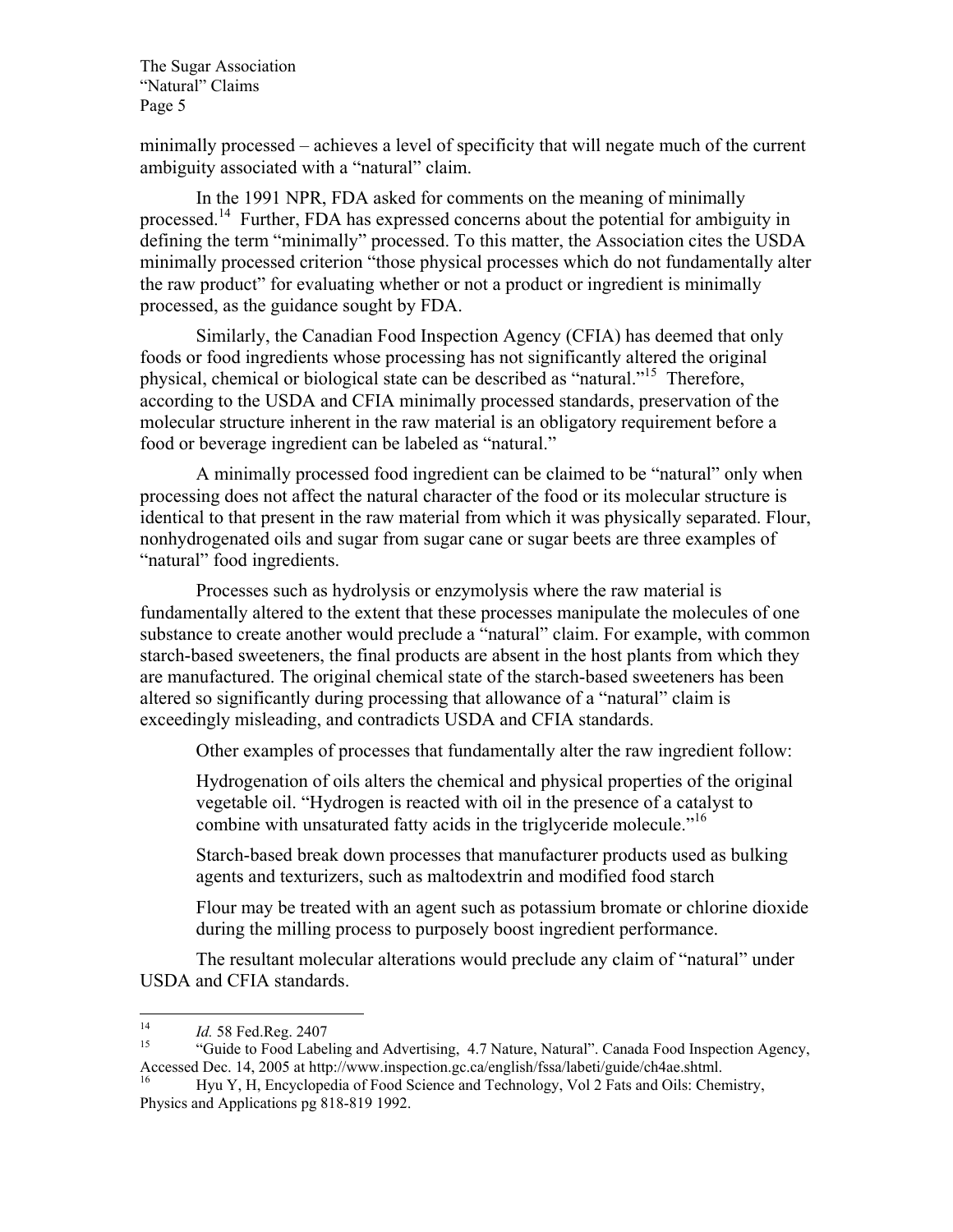minimally processed – achieves a level of specificity that will negate much of the current ambiguity associated with a "natural" claim.

In the 1991 NPR, FDA asked for comments on the meaning of minimally processed.[14] Further, FDA has expressed concerns about the potential for ambiguity in defining the term "minimally" processed. To this matter, the Association cites the USDA minimally processed criterion "those physical processes which do not fundamentally alter the raw product" for evaluating whether or not a product or ingredient is minimally processed, as the guidance sought by FDA.

Similarly, the Canadian Food Inspection Agency (CFIA) has deemed that only foods or food ingredients whose processing has not significantly altered the original physical, chemical or biological state can be described as "natural."[15] Therefore, according to the USDA and CFIA minimally processed standards, preservation of the molecular structure inherent in the raw material is an obligatory requirement before a food or beverage ingredient can be labeled as "natural."

A minimally processed food ingredient can be claimed to be "natural" only when processing does not affect the natural character of the food or its molecular structure is identical to that present in the raw material from which it was physically separated. Flour, nonhydrogenated oils and sugar from sugar cane or sugar beets are three examples of "natural" food ingredients.

Processes such as hydrolysis or enzymolysis where the raw material is fundamentally altered to the extent that these processes manipulate the molecules of one substance to create another would preclude a "natural" claim. For example, with common starch-based sweeteners, the final products are absent in the host plants from which they are manufactured. The original chemical state of the starch-based sweeteners has been altered so significantly during processing that allowance of a "natural" claim is exceedingly misleading, and contradicts USDA and CFIA standards.

Other examples of processes that fundamentally alter the raw ingredient follow:

Hydrogenation of oils alters the chemical and physical properties of the original vegetable oil. "Hydrogen is reacted with oil in the presence of a catalyst to combine with unsaturated fatty acids in the triglyceride molecule."[16]

Starch-based break down processes that manufacturer products used as bulking agents and texturizers, such as maltodextrin and modified food starch

Flour may be treated with an agent such as potassium bromate or chlorine dioxide during the milling process to purposely boost ingredient performance.

The resultant molecular alterations would preclude any claim of "natural" under USDA and CFIA standards.

---

[14] *Id.* 58 Fed.Reg. 2407

[15] "Guide to Food Labeling and Advertising, 4.7 Nature, Natural". Canada Food Inspection Agency, Accessed Dec. 14, 2005 at http://www.inspection.gc.ca/english/fssa/labeti/guide/ch4ae.shtml.

[16] Hyu Y, H, Encyclopedia of Food Science and Technology, Vol 2 Fats and Oils: Chemistry, Physics and Applications pg 818-819 1992.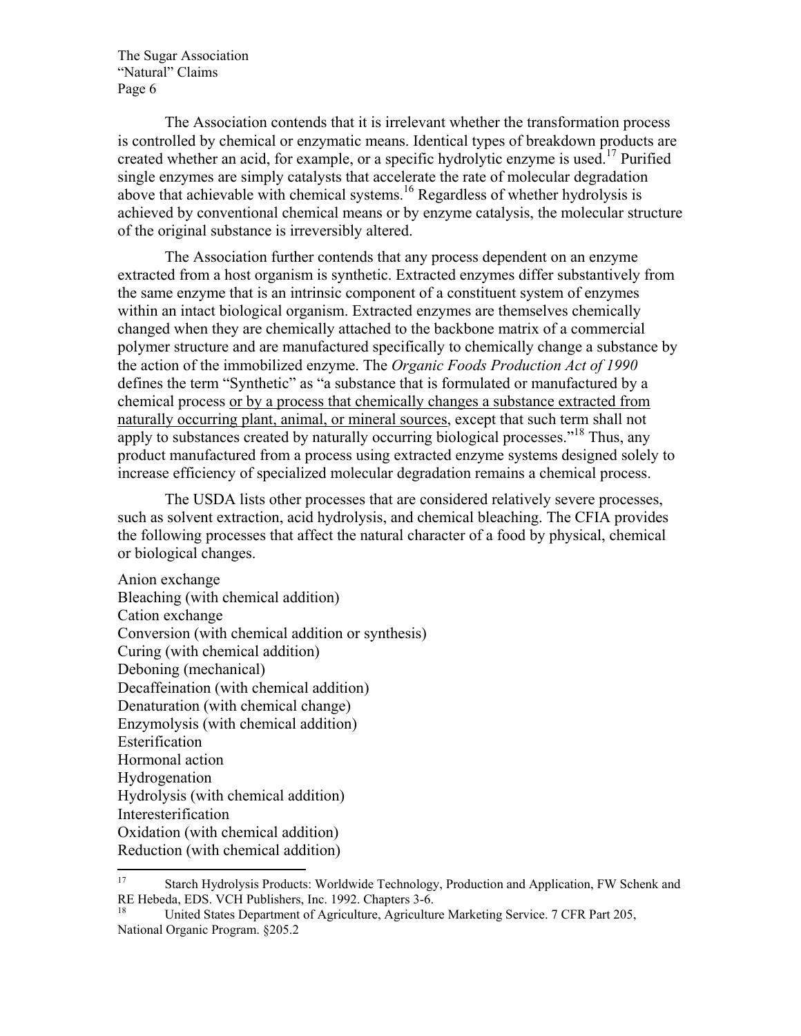The Association contends that it is irrelevant whether the transformation process is controlled by chemical or enzymatic means. Identical types of breakdown products are created whether an acid, for example, or a specific hydrolytic enzyme is used.[17] Purified single enzymes are simply catalysts that accelerate the rate of molecular degradation above that achievable with chemical systems.[16] Regardless of whether hydrolysis is achieved by conventional chemical means or by enzyme catalysis, the molecular structure of the original substance is irreversibly altered.

The Association further contends that any process dependent on an enzyme extracted from a host organism is synthetic. Extracted enzymes differ substantively from the same enzyme that is an intrinsic component of a constituent system of enzymes within an intact biological organism. Extracted enzymes are themselves chemically changed when they are chemically attached to the backbone matrix of a commercial polymer structure and are manufactured specifically to chemically change a substance by the action of the immobilized enzyme. The *Organic Foods Production Act of 1990* defines the term "Synthetic" as "a substance that is formulated or manufactured by a chemical process <u>or by a process that chemically changes a substance extracted from naturally occurring plant, animal, or mineral sources</u>, except that such term shall not apply to substances created by naturally occurring biological processes."[18] Thus, any product manufactured from a process using extracted enzyme systems designed solely to increase efficiency of specialized molecular degradation remains a chemical process.

The USDA lists other processes that are considered relatively severe processes, such as solvent extraction, acid hydrolysis, and chemical bleaching. The CFIA provides the following processes that affect the natural character of a food by physical, chemical or biological changes.

Anion exchange
Bleaching (with chemical addition)
Cation exchange
Conversion (with chemical addition or synthesis)
Curing (with chemical addition)
Deboning (mechanical)
Decaffeination (with chemical addition)
Denaturation (with chemical change)
Enzymolysis (with chemical addition)
Esterification
Hormonal action
Hydrogenation
Hydrolysis (with chemical addition)
Interesterification
Oxidation (with chemical addition)
Reduction (with chemical addition)

---

[17] Starch Hydrolysis Products: Worldwide Technology, Production and Application, FW Schenk and RE Hebeda, EDS. VCH Publishers, Inc. 1992. Chapters 3-6.

[18] United States Department of Agriculture, Agriculture Marketing Service. 7 CFR Part 205, National Organic Program. §205.2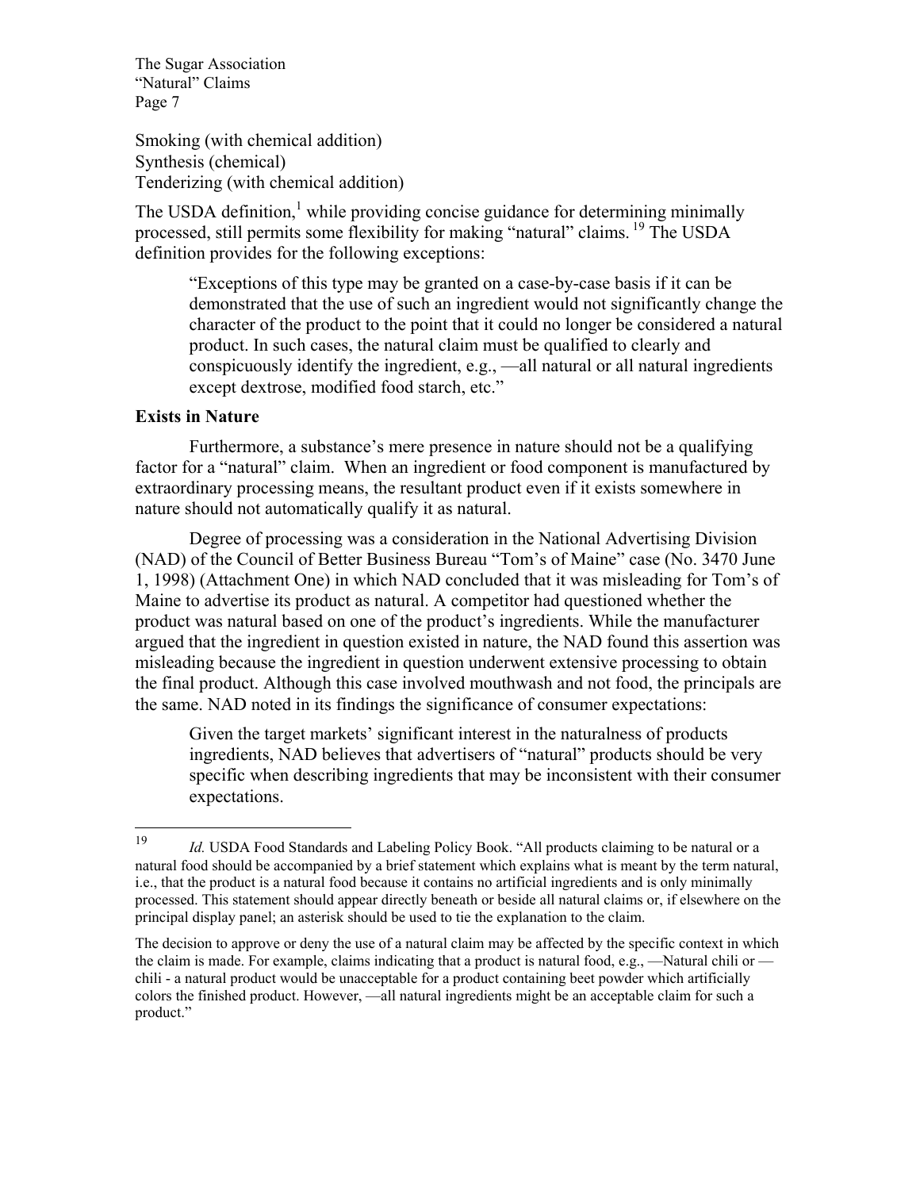Smoking (with chemical addition)
Synthesis (chemical)
Tenderizing (with chemical addition)

The USDA definition,[1] while providing concise guidance for determining minimally processed, still permits some flexibility for making "natural" claims.[19] The USDA definition provides for the following exceptions:

> "Exceptions of this type may be granted on a case-by-case basis if it can be demonstrated that the use of such an ingredient would not significantly change the character of the product to the point that it could no longer be considered a natural product. In such cases, the natural claim must be qualified to clearly and conspicuously identify the ingredient, e.g., —all natural or all natural ingredients except dextrose, modified food starch, etc."

**Exists in Nature**

Furthermore, a substance's mere presence in nature should not be a qualifying factor for a "natural" claim. When an ingredient or food component is manufactured by extraordinary processing means, the resultant product even if it exists somewhere in nature should not automatically qualify it as natural.

Degree of processing was a consideration in the National Advertising Division (NAD) of the Council of Better Business Bureau "Tom's of Maine" case (No. 3470 June 1, 1998) (Attachment One) in which NAD concluded that it was misleading for Tom's of Maine to advertise its product as natural. A competitor had questioned whether the product was natural based on one of the product's ingredients. While the manufacturer argued that the ingredient in question existed in nature, the NAD found this assertion was misleading because the ingredient in question underwent extensive processing to obtain the final product. Although this case involved mouthwash and not food, the principals are the same. NAD noted in its findings the significance of consumer expectations:

> Given the target markets' significant interest in the naturalness of products ingredients, NAD believes that advertisers of "natural" products should be very specific when describing ingredients that may be inconsistent with their consumer expectations.

---

[19] *Id.* USDA Food Standards and Labeling Policy Book. "All products claiming to be natural or a natural food should be accompanied by a brief statement which explains what is meant by the term natural, i.e., that the product is a natural food because it contains no artificial ingredients and is only minimally processed. This statement should appear directly beneath or beside all natural claims or, if elsewhere on the principal display panel; an asterisk should be used to tie the explanation to the claim.

The decision to approve or deny the use of a natural claim may be affected by the specific context in which the claim is made. For example, claims indicating that a product is natural food, e.g., —Natural chili or — chili - a natural product would be unacceptable for a product containing beet powder which artificially colors the finished product. However, —all natural ingredients might be an acceptable claim for such a product."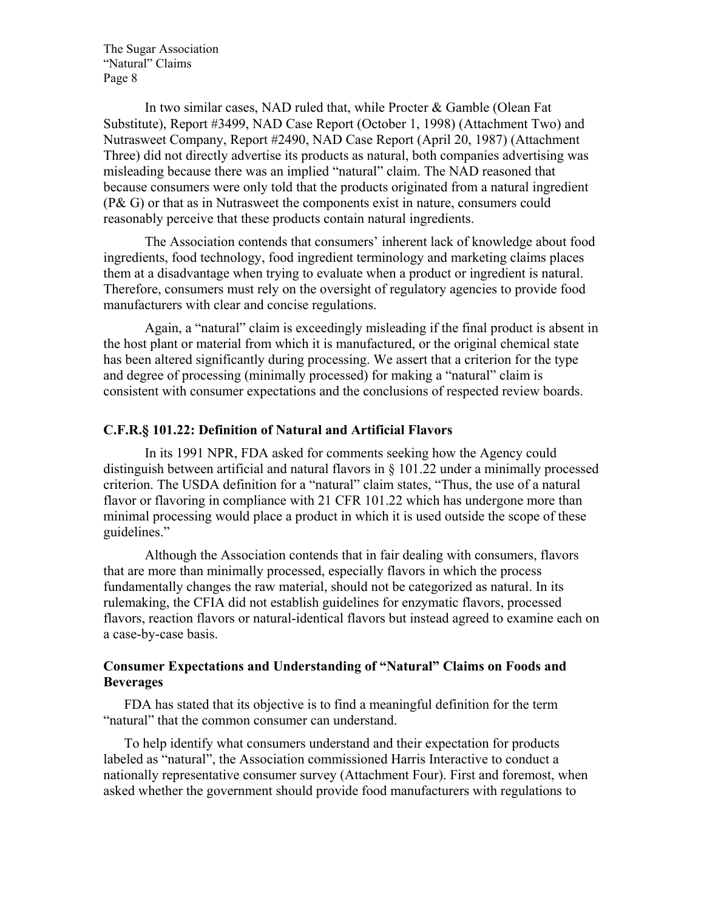In two similar cases, NAD ruled that, while Procter & Gamble (Olean Fat Substitute), Report #3499, NAD Case Report (October 1, 1998) (Attachment Two) and Nutrasweet Company, Report #2490, NAD Case Report (April 20, 1987) (Attachment Three) did not directly advertise its products as natural, both companies advertising was misleading because there was an implied "natural" claim. The NAD reasoned that because consumers were only told that the products originated from a natural ingredient (P& G) or that as in Nutrasweet the components exist in nature, consumers could reasonably perceive that these products contain natural ingredients.

The Association contends that consumers' inherent lack of knowledge about food ingredients, food technology, food ingredient terminology and marketing claims places them at a disadvantage when trying to evaluate when a product or ingredient is natural. Therefore, consumers must rely on the oversight of regulatory agencies to provide food manufacturers with clear and concise regulations.

Again, a "natural" claim is exceedingly misleading if the final product is absent in the host plant or material from which it is manufactured, or the original chemical state has been altered significantly during processing. We assert that a criterion for the type and degree of processing (minimally processed) for making a "natural" claim is consistent with consumer expectations and the conclusions of respected review boards.

### C.F.R.§ 101.22: Definition of Natural and Artificial Flavors

In its 1991 NPR, FDA asked for comments seeking how the Agency could distinguish between artificial and natural flavors in § 101.22 under a minimally processed criterion. The USDA definition for a "natural" claim states, "Thus, the use of a natural flavor or flavoring in compliance with 21 CFR 101.22 which has undergone more than minimal processing would place a product in which it is used outside the scope of these guidelines."

Although the Association contends that in fair dealing with consumers, flavors that are more than minimally processed, especially flavors in which the process fundamentally changes the raw material, should not be categorized as natural. In its rulemaking, the CFIA did not establish guidelines for enzymatic flavors, processed flavors, reaction flavors or natural-identical flavors but instead agreed to examine each on a case-by-case basis.

### Consumer Expectations and Understanding of "Natural" Claims on Foods and Beverages

FDA has stated that its objective is to find a meaningful definition for the term "natural" that the common consumer can understand.

To help identify what consumers understand and their expectation for products labeled as "natural", the Association commissioned Harris Interactive to conduct a nationally representative consumer survey (Attachment Four). First and foremost, when asked whether the government should provide food manufacturers with regulations to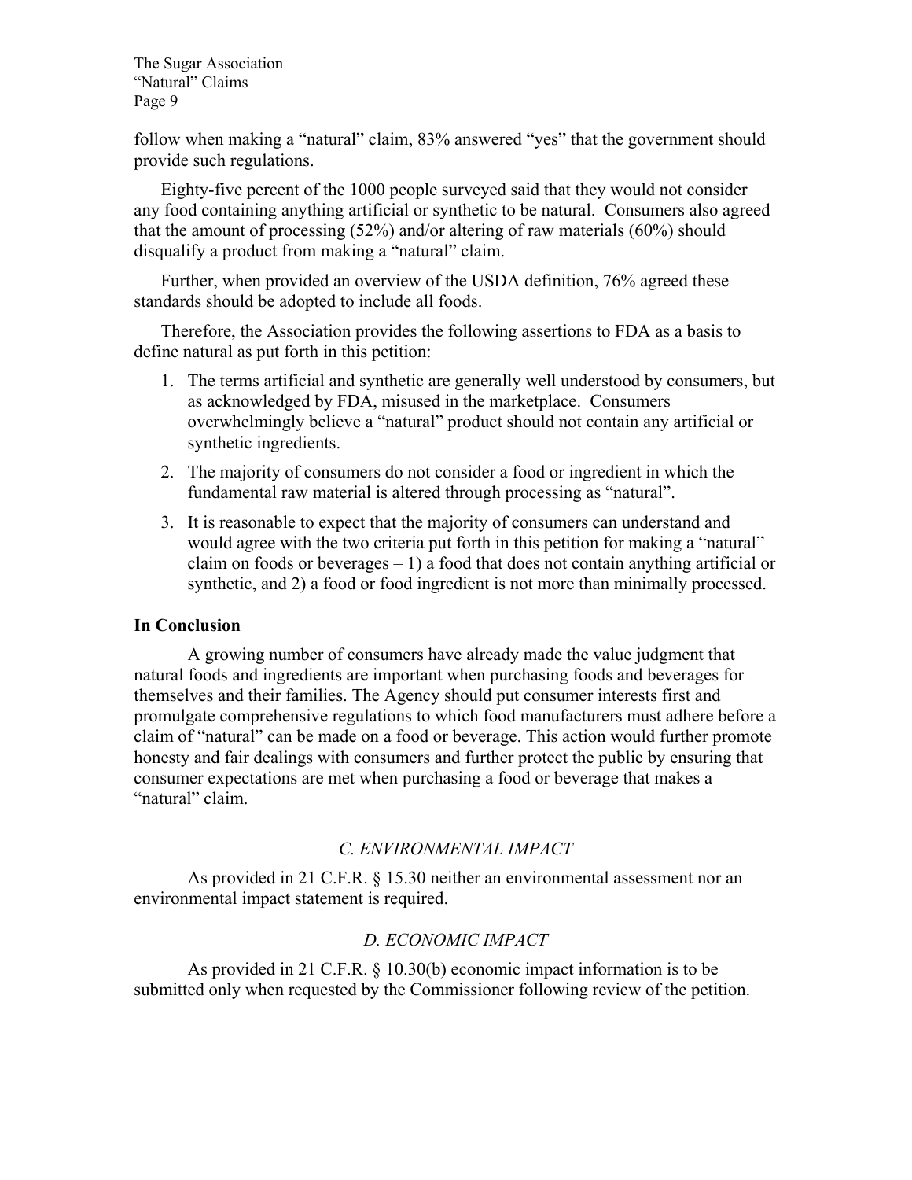follow when making a "natural" claim, 83% answered "yes" that the government should provide such regulations.

Eighty-five percent of the 1000 people surveyed said that they would not consider any food containing anything artificial or synthetic to be natural. Consumers also agreed that the amount of processing (52%) and/or altering of raw materials (60%) should disqualify a product from making a "natural" claim.

Further, when provided an overview of the USDA definition, 76% agreed these standards should be adopted to include all foods.

Therefore, the Association provides the following assertions to FDA as a basis to define natural as put forth in this petition:

1. The terms artificial and synthetic are generally well understood by consumers, but as acknowledged by FDA, misused in the marketplace. Consumers overwhelmingly believe a "natural" product should not contain any artificial or synthetic ingredients.
2. The majority of consumers do not consider a food or ingredient in which the fundamental raw material is altered through processing as "natural".
3. It is reasonable to expect that the majority of consumers can understand and would agree with the two criteria put forth in this petition for making a "natural" claim on foods or beverages – 1) a food that does not contain anything artificial or synthetic, and 2) a food or food ingredient is not more than minimally processed.

**In Conclusion**

A growing number of consumers have already made the value judgment that natural foods and ingredients are important when purchasing foods and beverages for themselves and their families. The Agency should put consumer interests first and promulgate comprehensive regulations to which food manufacturers must adhere before a claim of "natural" can be made on a food or beverage. This action would further promote honesty and fair dealings with consumers and further protect the public by ensuring that consumer expectations are met when purchasing a food or beverage that makes a "natural" claim.

## *C. ENVIRONMENTAL IMPACT*

As provided in 21 C.F.R. § 15.30 neither an environmental assessment nor an environmental impact statement is required.

## *D. ECONOMIC IMPACT*

As provided in 21 C.F.R. § 10.30(b) economic impact information is to be submitted only when requested by the Commissioner following review of the petition.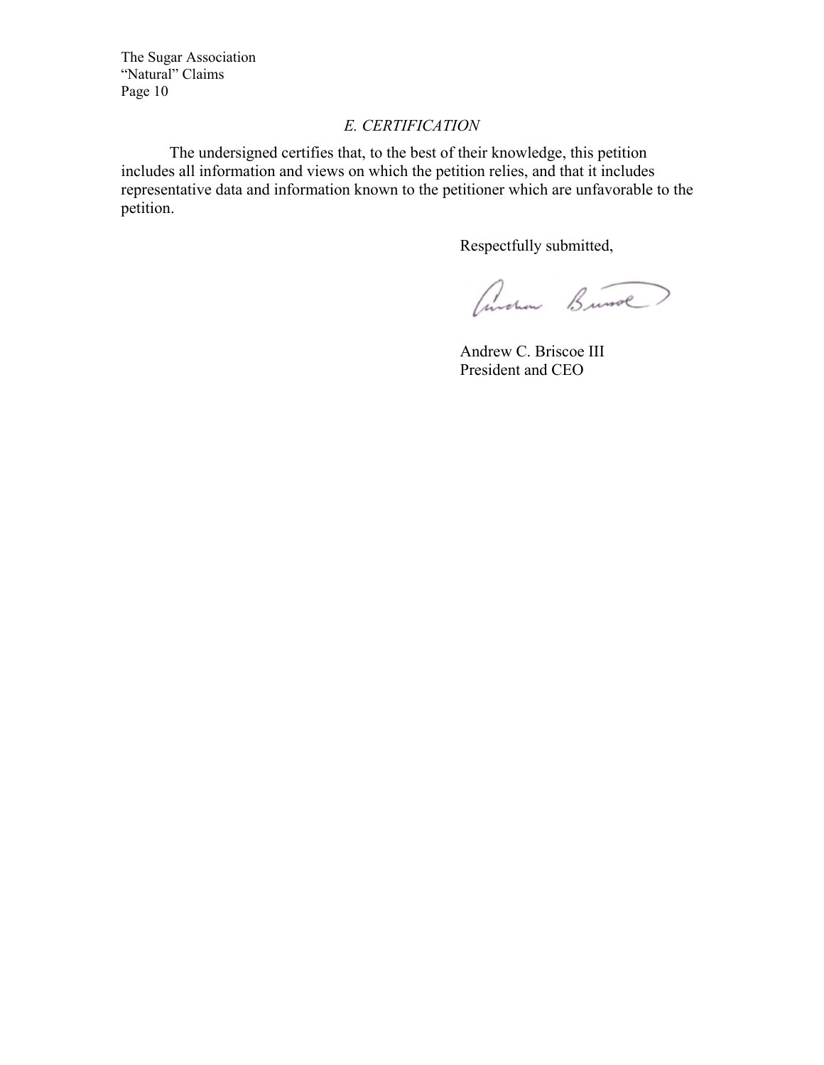### *E. CERTIFICATION*

The undersigned certifies that, to the best of their knowledge, this petition includes all information and views on which the petition relies, and that it includes representative data and information known to the petitioner which are unfavorable to the petition.

Respectfully submitted,

Andrew C. Briscoe III
President and CEO